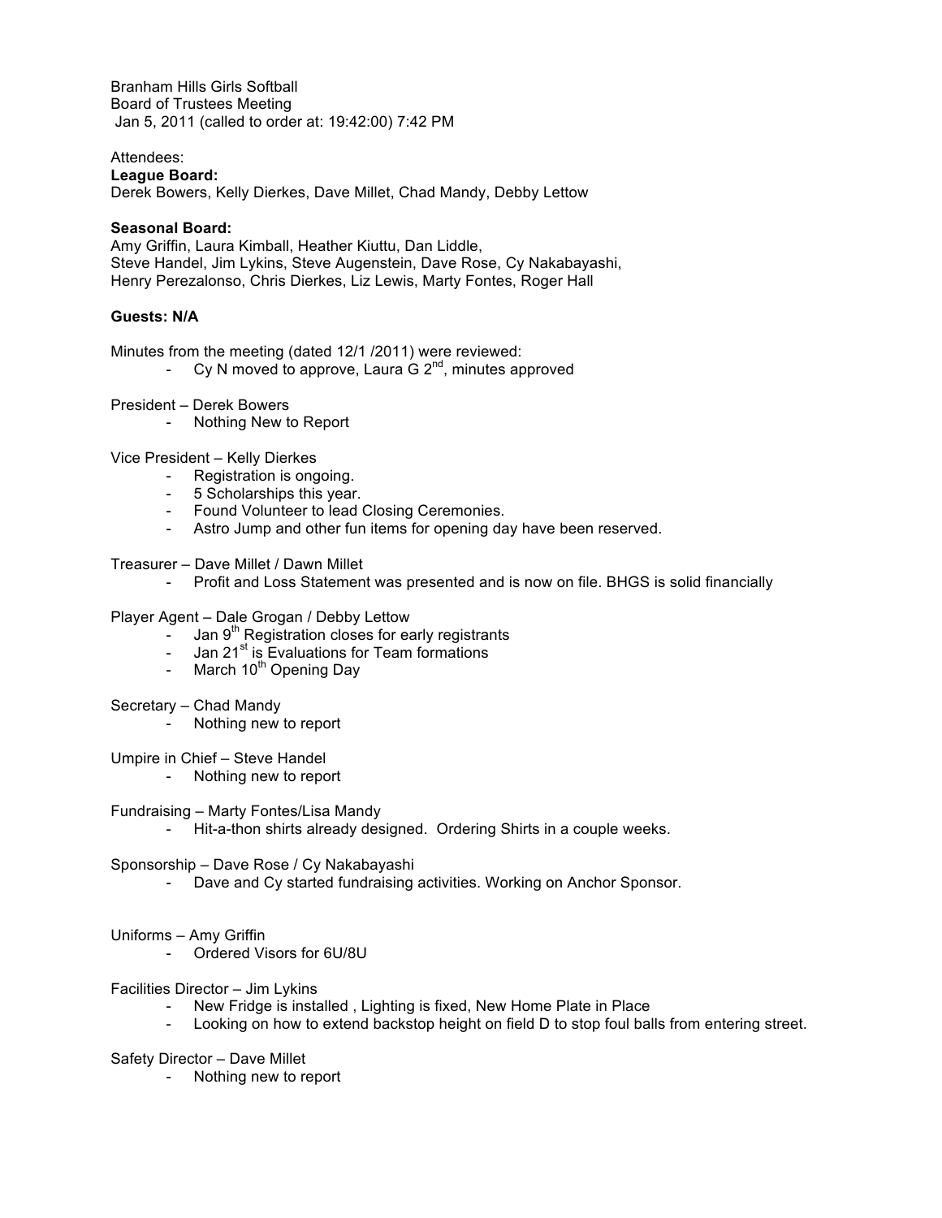Branham Hills Girls Softball
Board of Trustees Meeting
Jan 5, 2011 (called to order at: 19:42:00) 7:42 PM

Attendees:
**League Board:**
Derek Bowers, Kelly Dierkes, Dave Millet, Chad Mandy, Debby Lettow

**Seasonal Board:**
Amy Griffin, Laura Kimball, Heather Kiuttu, Dan Liddle,
Steve Handel, Jim Lykins, Steve Augenstein, Dave Rose, Cy Nakabayashi,
Henry Perezalonso, Chris Dierkes, Liz Lewis, Marty Fontes, Roger Hall

**Guests: N/A**

Minutes from the meeting (dated 12/1 /2011) were reviewed:
- Cy N moved to approve, Laura G 2nd, minutes approved

President – Derek Bowers
- Nothing New to Report

Vice President – Kelly Dierkes
- Registration is ongoing.
- 5 Scholarships this year.
- Found Volunteer to lead Closing Ceremonies.
- Astro Jump and other fun items for opening day have been reserved.

Treasurer – Dave Millet / Dawn Millet
- Profit and Loss Statement was presented and is now on file. BHGS is solid financially

Player Agent – Dale Grogan / Debby Lettow
- Jan 9th Registration closes for early registrants
- Jan 21st is Evaluations for Team formations
- March 10th Opening Day

Secretary – Chad Mandy
- Nothing new to report

Umpire in Chief – Steve Handel
- Nothing new to report

Fundraising – Marty Fontes/Lisa Mandy
- Hit-a-thon shirts already designed. Ordering Shirts in a couple weeks.

Sponsorship – Dave Rose / Cy Nakabayashi
- Dave and Cy started fundraising activities. Working on Anchor Sponsor.

Uniforms – Amy Griffin
- Ordered Visors for 6U/8U

Facilities Director – Jim Lykins
- New Fridge is installed , Lighting is fixed, New Home Plate in Place
- Looking on how to extend backstop height on field D to stop foul balls from entering street.

Safety Director – Dave Millet
- Nothing new to report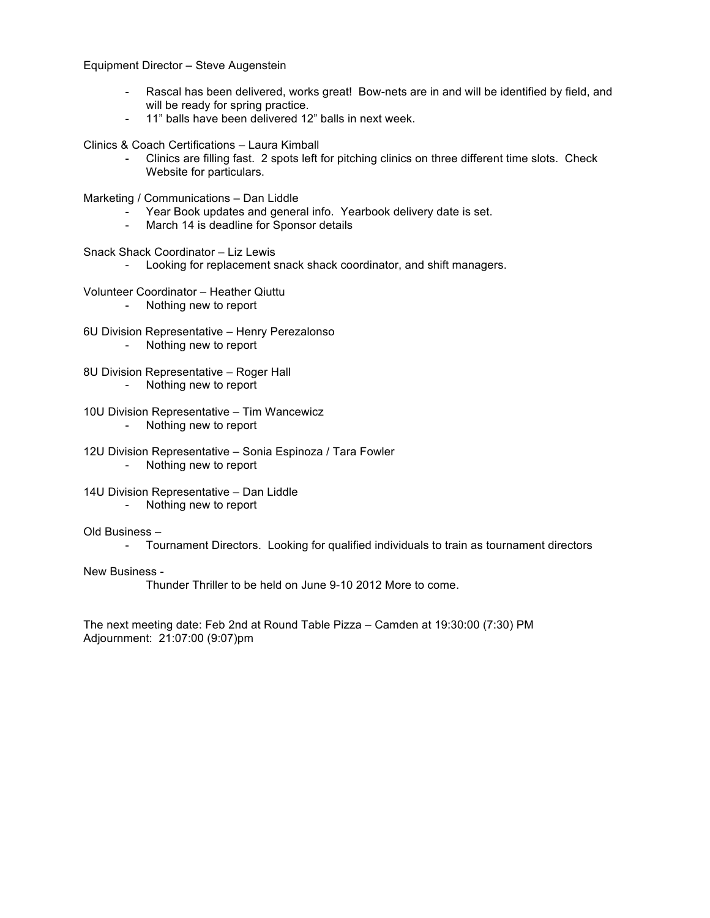Equipment Director – Steve Augenstein

- Rascal has been delivered, works great!  Bow-nets are in and will be identified by field, and will be ready for spring practice.
- 11" balls have been delivered 12" balls in next week.

Clinics & Coach Certifications – Laura Kimball

- Clinics are filling fast.  2 spots left for pitching clinics on three different time slots.  Check Website for particulars.

Marketing / Communications – Dan Liddle

- Year Book updates and general info.  Yearbook delivery date is set.
- March 14 is deadline for Sponsor details

Snack Shack Coordinator – Liz Lewis

- Looking for replacement snack shack coordinator, and shift managers.

Volunteer Coordinator – Heather Qiuttu

- Nothing new to report

6U Division Representative – Henry Perezalonso

- Nothing new to report

8U Division Representative – Roger Hall

- Nothing new to report

10U Division Representative – Tim Wancewicz

- Nothing new to report

12U Division Representative – Sonia Espinoza / Tara Fowler

- Nothing new to report

14U Division Representative – Dan Liddle

- Nothing new to report

Old Business –

- Tournament Directors.  Looking for qualified individuals to train as tournament directors

New Business -

Thunder Thriller to be held on June 9-10 2012 More to come.

The next meeting date: Feb 2nd at Round Table Pizza – Camden at 19:30:00 (7:30) PM
Adjournment:  21:07:00 (9:07)pm